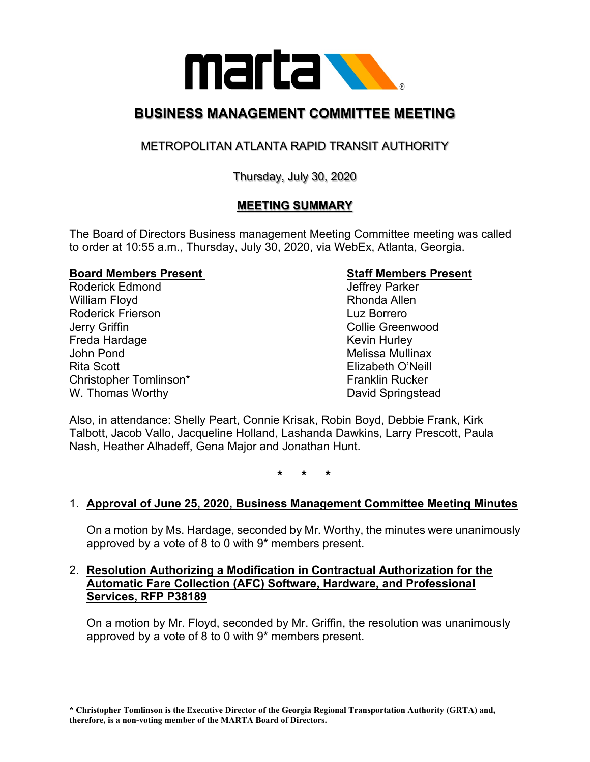# BUSINESS MANAGEMENT COMMITTEE MEETING

## METROPOLITAN ATLANTA RAPID TRANSIT AUTHORITY

Thursday, July 30, 2020

## MEETING SUMMARY

The Board of Directors Business management Meeting Committee meeting was called to order at 10:55 a.m., Thursday, July 30, 2020, via WebEx, Atlanta, Georgia.

**Board Members Present**

Roderick Edmond
William Floyd
Roderick Frierson
Jerry Griffin
Freda Hardage
John Pond
Rita Scott
Christopher Tomlinson*
W. Thomas Worthy

**Staff Members Present**

Jeffrey Parker
Rhonda Allen
Luz Borrero
Collie Greenwood
Kevin Hurley
Melissa Mullinax
Elizabeth O'Neill
Franklin Rucker
David Springstead

Also, in attendance: Shelly Peart, Connie Krisak, Robin Boyd, Debbie Frank, Kirk Talbott, Jacob Vallo, Jacqueline Holland, Lashanda Dawkins, Larry Prescott, Paula Nash, Heather Alhadeff, Gena Major and Jonathan Hunt.

\*  \*  \*

1. **Approval of June 25, 2020, Business Management Committee Meeting Minutes**

   On a motion by Ms. Hardage, seconded by Mr. Worthy, the minutes were unanimously approved by a vote of 8 to 0 with 9* members present.

2. **Resolution Authorizing a Modification in Contractual Authorization for the Automatic Fare Collection (AFC) Software, Hardware, and Professional Services, RFP P38189**

   On a motion by Mr. Floyd, seconded by Mr. Griffin, the resolution was unanimously approved by a vote of 8 to 0 with 9* members present.

**\* Christopher Tomlinson is the Executive Director of the Georgia Regional Transportation Authority (GRTA) and, therefore, is a non-voting member of the MARTA Board of Directors.**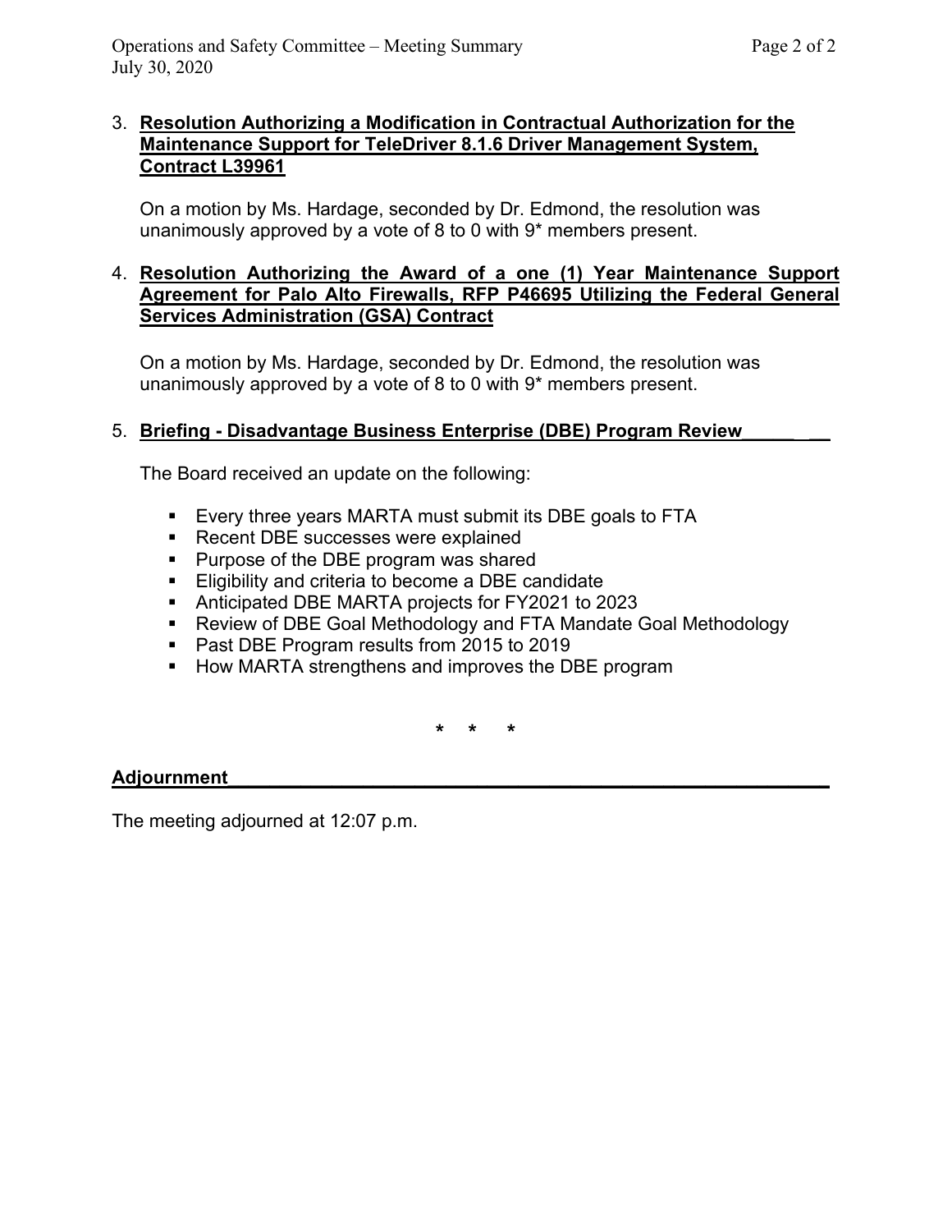3. **Resolution Authorizing a Modification in Contractual Authorization for the Maintenance Support for TeleDriver 8.1.6 Driver Management System, Contract L39961**

   On a motion by Ms. Hardage, seconded by Dr. Edmond, the resolution was unanimously approved by a vote of 8 to 0 with 9* members present.

4. **Resolution Authorizing the Award of a one (1) Year Maintenance Support Agreement for Palo Alto Firewalls, RFP P46695 Utilizing the Federal General Services Administration (GSA) Contract**

   On a motion by Ms. Hardage, seconded by Dr. Edmond, the resolution was unanimously approved by a vote of 8 to 0 with 9* members present.

5. **Briefing - Disadvantage Business Enterprise (DBE) Program Review**

   The Board received an update on the following:

   - Every three years MARTA must submit its DBE goals to FTA
   - Recent DBE successes were explained
   - Purpose of the DBE program was shared
   - Eligibility and criteria to become a DBE candidate
   - Anticipated DBE MARTA projects for FY2021 to 2023
   - Review of DBE Goal Methodology and FTA Mandate Goal Methodology
   - Past DBE Program results from 2015 to 2019
   - How MARTA strengthens and improves the DBE program

\* \* \*

**Adjournment**

The meeting adjourned at 12:07 p.m.